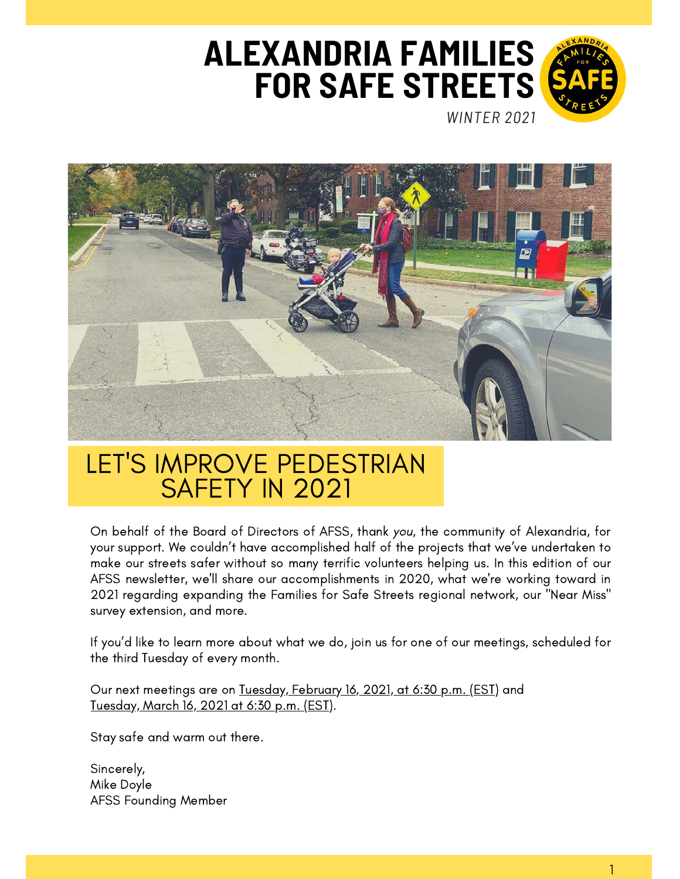# ALEXANDRIA FAMILIES FOR SAFE STREETS

*WINTER 2021*

## LET'S IMPROVE PEDESTRIAN SAFETY IN 2021

On behalf of the Board of Directors of AFSS, thank *you*, the community of Alexandria, for your support. We couldn't have accomplished half of the projects that we've undertaken to make our streets safer without so many terrific volunteers helping us. In this edition of our AFSS newsletter, we'll share our accomplishments in 2020, what we're working toward in 2021 regarding expanding the Families for Safe Streets regional network, our "Near Miss" survey extension, and more.

If you'd like to learn more about what we do, join us for one of our meetings, scheduled for the third Tuesday of every month.

Our next meetings are on Tuesday, February 16, 2021, at 6:30 p.m. (EST) and Tuesday, March 16, 2021 at 6:30 p.m. (EST).

Stay safe and warm out there.

Sincerely,
Mike Doyle
AFSS Founding Member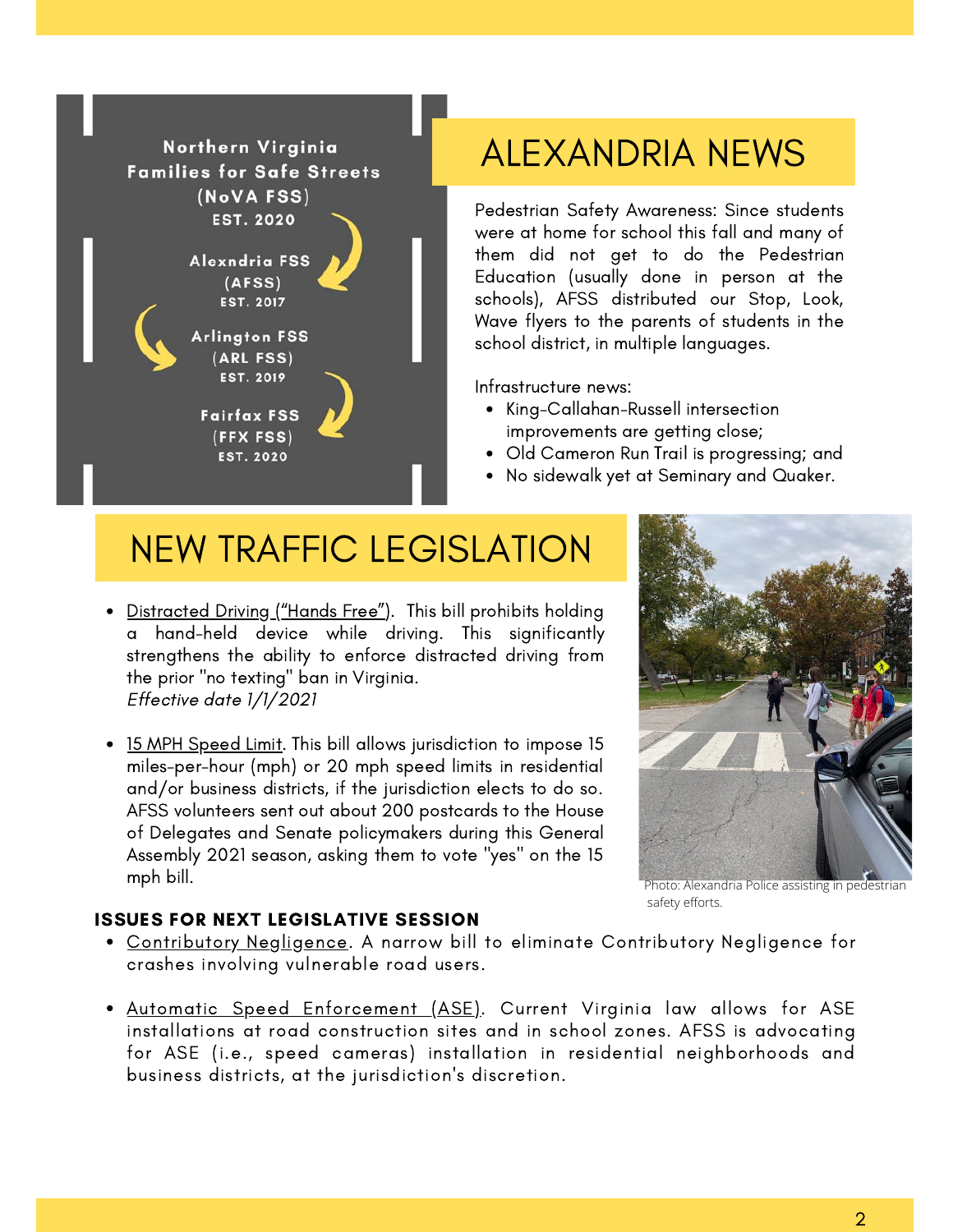Northern Virginia Families for Safe Streets (NoVA FSS) EST. 2020

Alexndria FSS (AFSS) EST. 2017

Arlington FSS (ARL FSS) EST. 2019

Fairfax FSS (FFX FSS) EST. 2020

## ALEXANDRIA NEWS

Pedestrian Safety Awareness: Since students were at home for school this fall and many of them did not get to do the Pedestrian Education (usually done in person at the schools), AFSS distributed our Stop, Look, Wave flyers to the parents of students in the school district, in multiple languages.

Infrastructure news:

- King-Callahan-Russell intersection improvements are getting close;
- Old Cameron Run Trail is progressing; and
- No sidewalk yet at Seminary and Quaker.

## NEW TRAFFIC LEGISLATION

- Distracted Driving ("Hands Free"). This bill prohibits holding a hand-held device while driving. This significantly strengthens the ability to enforce distracted driving from the prior "no texting" ban in Virginia.
  *Effective date 1/1/2021*

- 15 MPH Speed Limit. This bill allows jurisdiction to impose 15 miles-per-hour (mph) or 20 mph speed limits in residential and/or business districts, if the jurisdiction elects to do so. AFSS volunteers sent out about 200 postcards to the House of Delegates and Senate policymakers during this General Assembly 2021 season, asking them to vote "yes" on the 15 mph bill.

Photo: Alexandria Police assisting in pedestrian safety efforts.

### ISSUES FOR NEXT LEGISLATIVE SESSION

- Contributory Negligence. A narrow bill to eliminate Contributory Negligence for crashes involving vulnerable road users.

- Automatic Speed Enforcement (ASE). Current Virginia law allows for ASE installations at road construction sites and in school zones. AFSS is advocating for ASE (i.e., speed cameras) installation in residential neighborhoods and business districts, at the jurisdiction's discretion.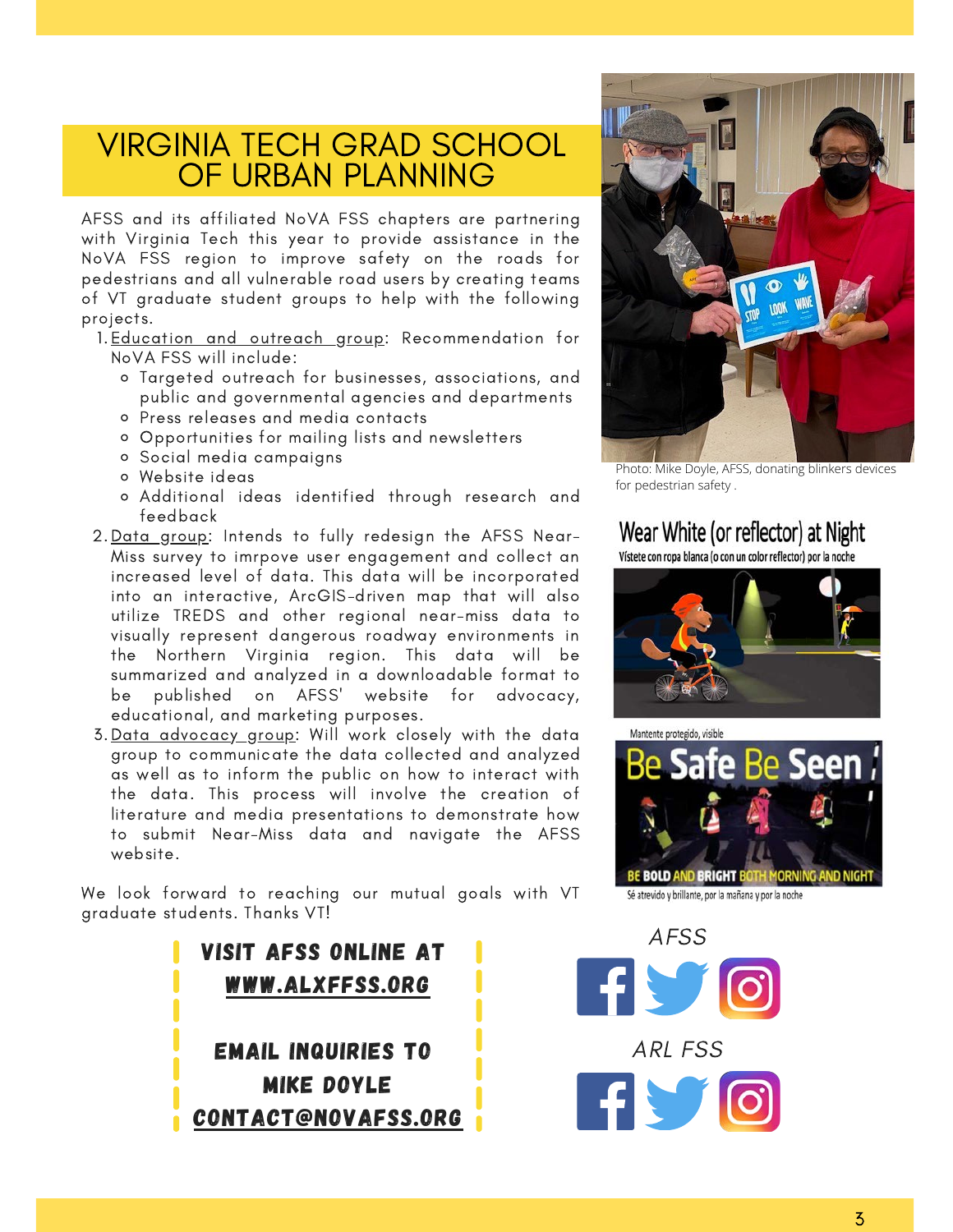# VIRGINIA TECH GRAD SCHOOL OF URBAN PLANNING

AFSS and its affiliated NoVA FSS chapters are partnering with Virginia Tech this year to provide assistance in the NoVA FSS region to improve safety on the roads for pedestrians and all vulnerable road users by creating teams of VT graduate student groups to help with the following projects.

1. Education and outreach group: Recommendation for NoVA FSS will include:
   - Targeted outreach for businesses, associations, and public and governmental agencies and departments
   - Press releases and media contacts
   - Opportunities for mailing lists and newsletters
   - Social media campaigns
   - Website ideas
   - Additional ideas identified through research and feedback
2. Data group: Intends to fully redesign the AFSS Near-Miss survey to imrpove user engagement and collect an increased level of data. This data will be incorporated into an interactive, ArcGIS-driven map that will also utilize TREDS and other regional near-miss data to visually represent dangerous roadway environments in the Northern Virginia region. This data will be summarized and analyzed in a downloadable format to be published on AFSS' website for advocacy, educational, and marketing purposes.
3. Data advocacy group: Will work closely with the data group to communicate the data collected and analyzed as well as to inform the public on how to interact with the data. This process will involve the creation of literature and media presentations to demonstrate how to submit Near-Miss data and navigate the AFSS website.

We look forward to reaching our mutual goals with VT graduate students. Thanks VT!

Photo: Mike Doyle, AFSS, donating blinkers devices for pedestrian safety .

**Wear White (or reflector) at Night**

Vístete con ropa blanca (o con un color reflector) por la noche

Mantente protegido, visible

**Be Safe Be Seen !**

BE BOLD AND BRIGHT BOTH MORNING AND NIGHT

Sé atrevido y brillante, por la mañana y por la noche

**VISIT AFSS ONLINE AT WWW.ALXFFSS.ORG**

**EMAIL INQUIRIES TO MIKE DOYLE CONTACT@NOVAFSS.ORG**

*AFSS*

*ARL FSS*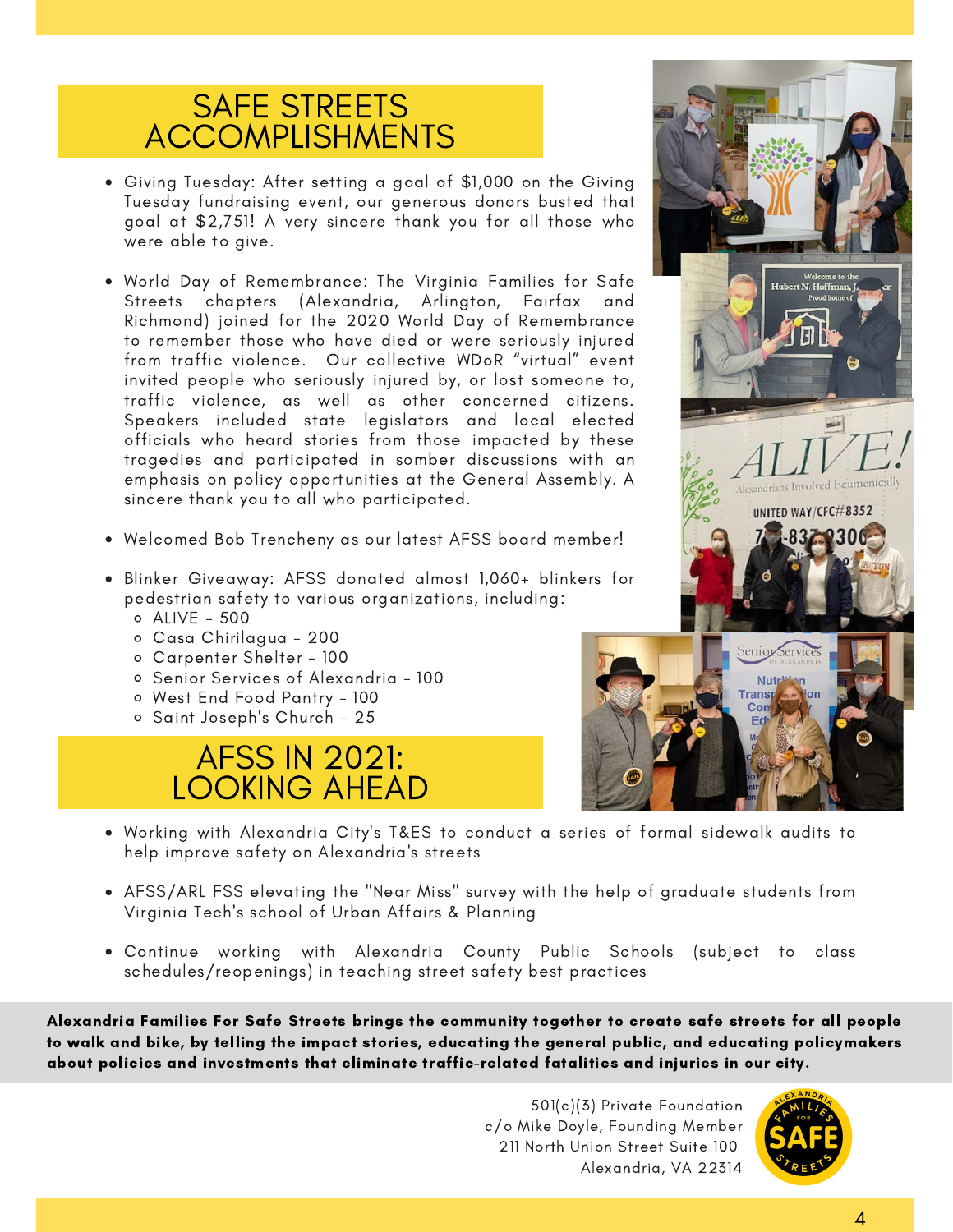# SAFE STREETS ACCOMPLISHMENTS

- Giving Tuesday: After setting a goal of $1,000 on the Giving Tuesday fundraising event, our generous donors busted that goal at $2,751! A very sincere thank you for all those who were able to give.
- World Day of Remembrance: The Virginia Families for Safe Streets chapters (Alexandria, Arlington, Fairfax and Richmond) joined for the 2020 World Day of Remembrance to remember those who have died or were seriously injured from traffic violence. Our collective WDoR "virtual" event invited people who seriously injured by, or lost someone to, traffic violence, as well as other concerned citizens. Speakers included state legislators and local elected officials who heard stories from those impacted by these tragedies and participated in somber discussions with an emphasis on policy opportunities at the General Assembly. A sincere thank you to all who participated.
- Welcomed Bob Trencheny as our latest AFSS board member!
- Blinker Giveaway: AFSS donated almost 1,060+ blinkers for pedestrian safety to various organizations, including:
  - ALIVE - 500
  - Casa Chirilagua - 200
  - Carpenter Shelter - 100
  - Senior Services of Alexandria - 100
  - West End Food Pantry - 100
  - Saint Joseph's Church - 25

# AFSS IN 2021: LOOKING AHEAD

- Working with Alexandria City's T&ES to conduct a series of formal sidewalk audits to help improve safety on Alexandria's streets
- AFSS/ARL FSS elevating the "Near Miss" survey with the help of graduate students from Virginia Tech's school of Urban Affairs & Planning
- Continue working with Alexandria County Public Schools (subject to class schedules/reopenings) in teaching street safety best practices

**Alexandria Families For Safe Streets brings the community together to create safe streets for all people to walk and bike, by telling the impact stories, educating the general public, and educating policymakers about policies and investments that eliminate traffic-related fatalities and injuries in our city.**

501(c)(3) Private Foundation
c/o Mike Doyle, Founding Member
211 North Union Street Suite 100
Alexandria, VA 22314